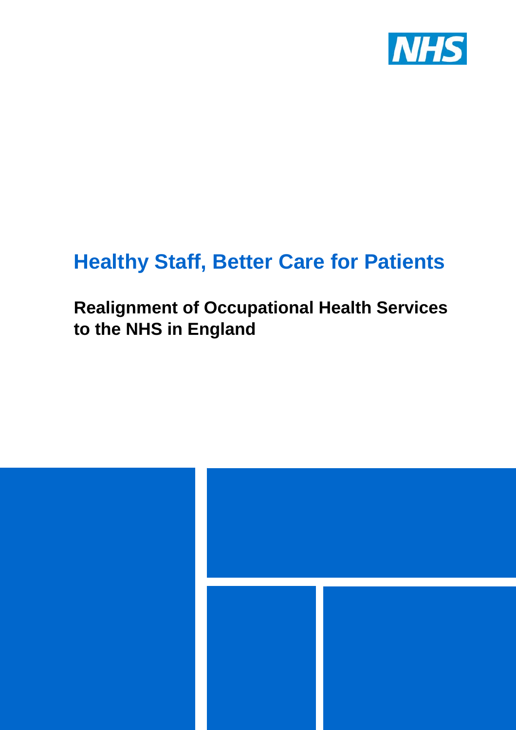NHS

# Healthy Staff, Better Care for Patients

## Realignment of Occupational Health Services to the NHS in England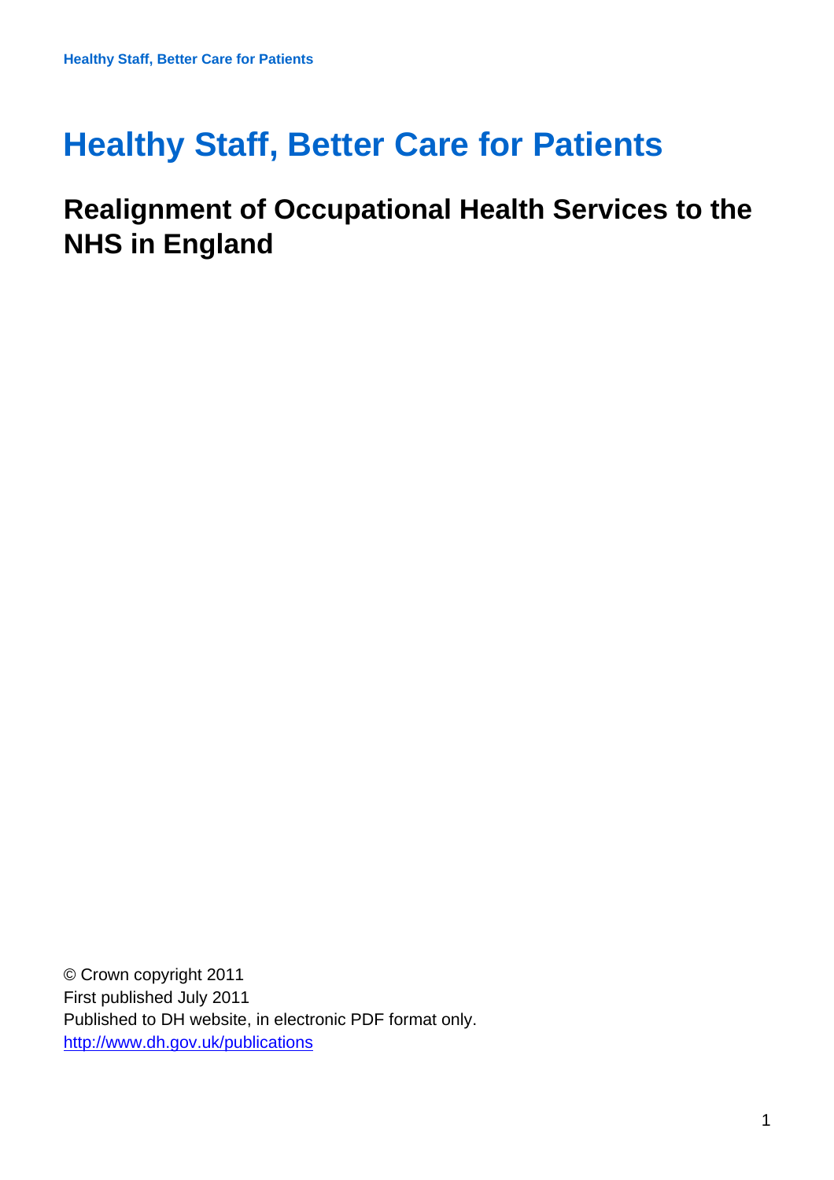# Healthy Staff, Better Care for Patients

## Realignment of Occupational Health Services to the NHS in England

© Crown copyright 2011
First published July 2011
Published to DH website, in electronic PDF format only.
[http://www.dh.gov.uk/publications](http://www.dh.gov.uk/publications)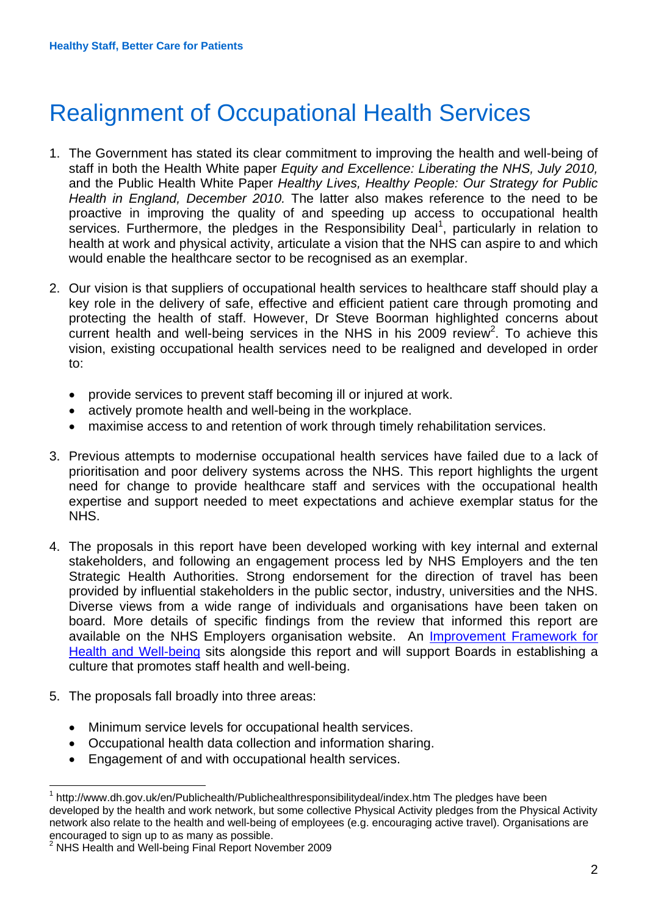# Realignment of Occupational Health Services

1. The Government has stated its clear commitment to improving the health and well-being of staff in both the Health White paper *Equity and Excellence: Liberating the NHS, July 2010,* and the Public Health White Paper *Healthy Lives, Healthy People: Our Strategy for Public Health in England, December 2010.* The latter also makes reference to the need to be proactive in improving the quality of and speeding up access to occupational health services. Furthermore, the pledges in the Responsibility Deal[1], particularly in relation to health at work and physical activity, articulate a vision that the NHS can aspire to and which would enable the healthcare sector to be recognised as an exemplar.

2. Our vision is that suppliers of occupational health services to healthcare staff should play a key role in the delivery of safe, effective and efficient patient care through promoting and protecting the health of staff. However, Dr Steve Boorman highlighted concerns about current health and well-being services in the NHS in his 2009 review[2]. To achieve this vision, existing occupational health services need to be realigned and developed in order to:

   - provide services to prevent staff becoming ill or injured at work.
   - actively promote health and well-being in the workplace.
   - maximise access to and retention of work through timely rehabilitation services.

3. Previous attempts to modernise occupational health services have failed due to a lack of prioritisation and poor delivery systems across the NHS. This report highlights the urgent need for change to provide healthcare staff and services with the occupational health expertise and support needed to meet expectations and achieve exemplar status for the NHS.

4. The proposals in this report have been developed working with key internal and external stakeholders, and following an engagement process led by NHS Employers and the ten Strategic Health Authorities. Strong endorsement for the direction of travel has been provided by influential stakeholders in the public sector, industry, universities and the NHS. Diverse views from a wide range of individuals and organisations have been taken on board. More details of specific findings from the review that informed this report are available on the NHS Employers organisation website. An Improvement Framework for Health and Well-being sits alongside this report and will support Boards in establishing a culture that promotes staff health and well-being.

5. The proposals fall broadly into three areas:

   - Minimum service levels for occupational health services.
   - Occupational health data collection and information sharing.
   - Engagement of and with occupational health services.

---

[1] http://www.dh.gov.uk/en/Publichealth/Publichealthresponsibilitydeal/index.htm The pledges have been developed by the health and work network, but some collective Physical Activity pledges from the Physical Activity network also relate to the health and well-being of employees (e.g. encouraging active travel). Organisations are encouraged to sign up to as many as possible.

[2] NHS Health and Well-being Final Report November 2009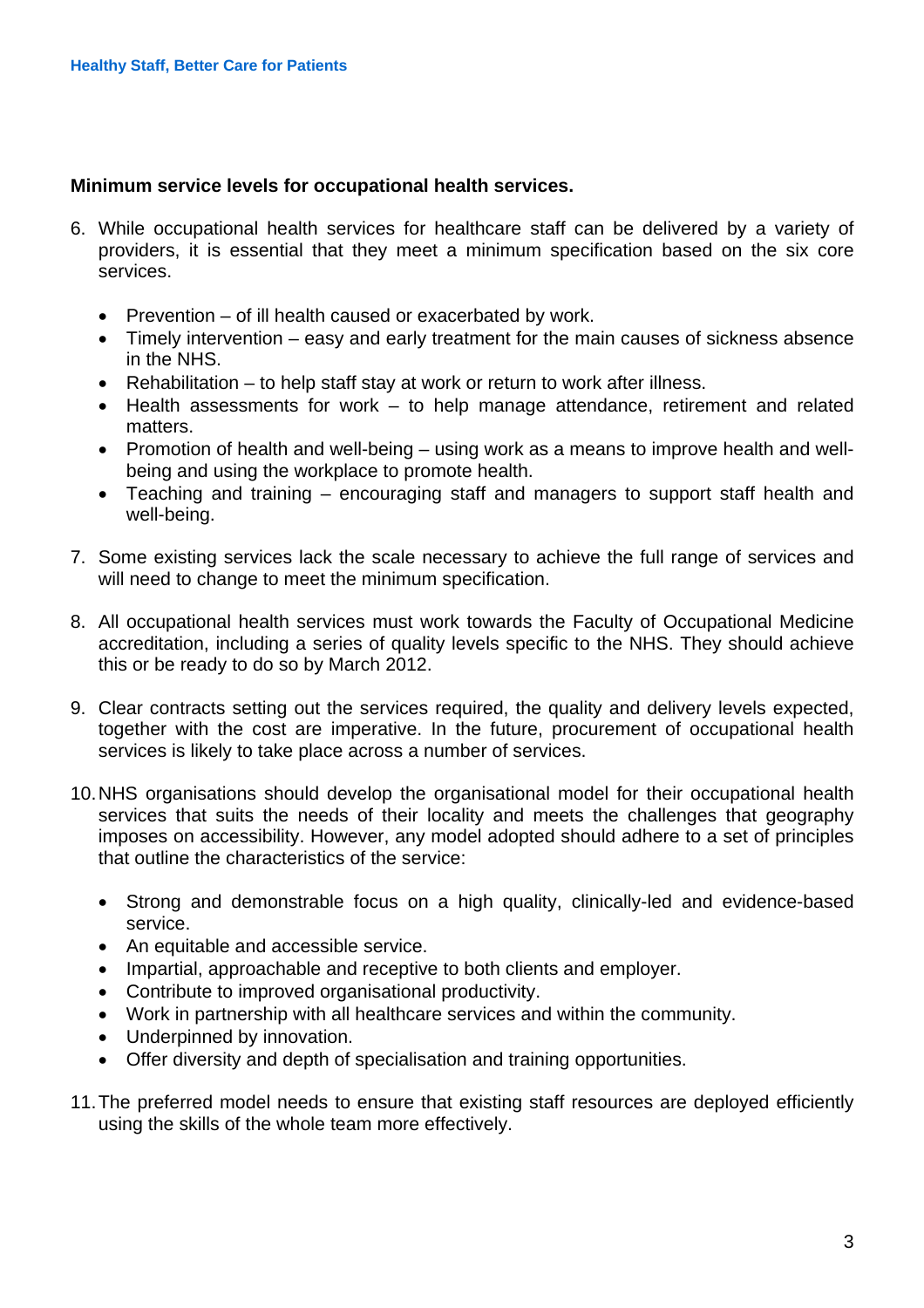**Minimum service levels for occupational health services.**

6. While occupational health services for healthcare staff can be delivered by a variety of providers, it is essential that they meet a minimum specification based on the six core services.

    - Prevention – of ill health caused or exacerbated by work.
    - Timely intervention – easy and early treatment for the main causes of sickness absence in the NHS.
    - Rehabilitation – to help staff stay at work or return to work after illness.
    - Health assessments for work – to help manage attendance, retirement and related matters.
    - Promotion of health and well-being – using work as a means to improve health and well-being and using the workplace to promote health.
    - Teaching and training – encouraging staff and managers to support staff health and well-being.

7. Some existing services lack the scale necessary to achieve the full range of services and will need to change to meet the minimum specification.

8. All occupational health services must work towards the Faculty of Occupational Medicine accreditation, including a series of quality levels specific to the NHS. They should achieve this or be ready to do so by March 2012.

9. Clear contracts setting out the services required, the quality and delivery levels expected, together with the cost are imperative. In the future, procurement of occupational health services is likely to take place across a number of services.

10. NHS organisations should develop the organisational model for their occupational health services that suits the needs of their locality and meets the challenges that geography imposes on accessibility. However, any model adopted should adhere to a set of principles that outline the characteristics of the service:

    - Strong and demonstrable focus on a high quality, clinically-led and evidence-based service.
    - An equitable and accessible service.
    - Impartial, approachable and receptive to both clients and employer.
    - Contribute to improved organisational productivity.
    - Work in partnership with all healthcare services and within the community.
    - Underpinned by innovation.
    - Offer diversity and depth of specialisation and training opportunities.

11. The preferred model needs to ensure that existing staff resources are deployed efficiently using the skills of the whole team more effectively.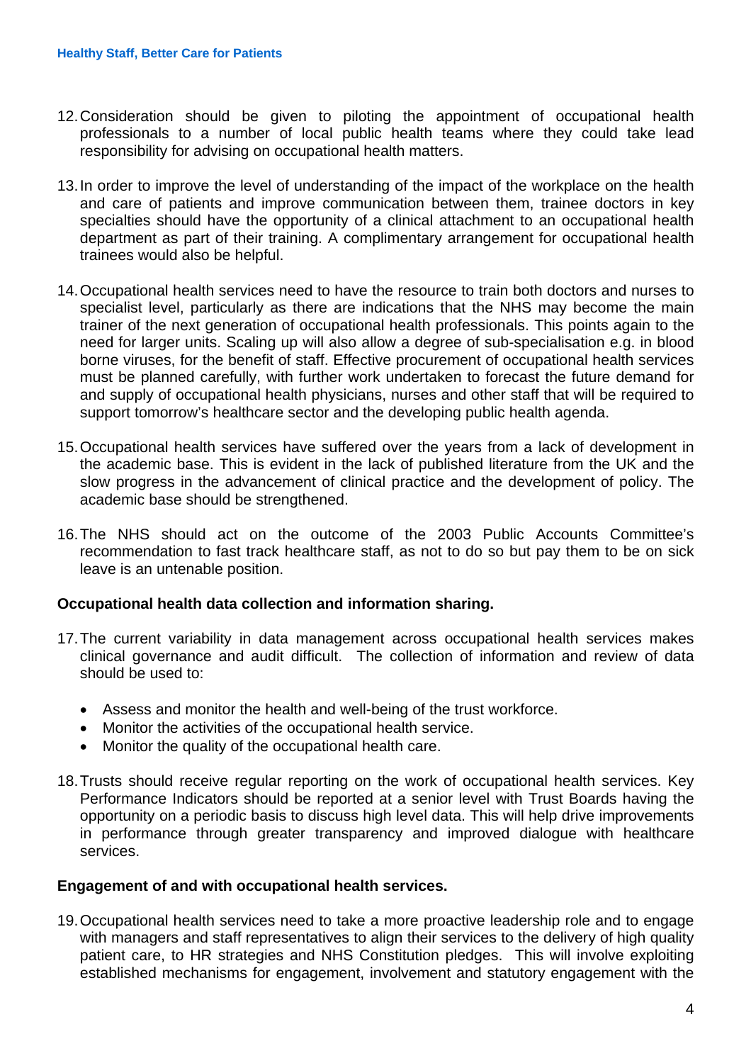12. Consideration should be given to piloting the appointment of occupational health professionals to a number of local public health teams where they could take lead responsibility for advising on occupational health matters.

13. In order to improve the level of understanding of the impact of the workplace on the health and care of patients and improve communication between them, trainee doctors in key specialties should have the opportunity of a clinical attachment to an occupational health department as part of their training. A complimentary arrangement for occupational health trainees would also be helpful.

14. Occupational health services need to have the resource to train both doctors and nurses to specialist level, particularly as there are indications that the NHS may become the main trainer of the next generation of occupational health professionals. This points again to the need for larger units. Scaling up will also allow a degree of sub-specialisation e.g. in blood borne viruses, for the benefit of staff. Effective procurement of occupational health services must be planned carefully, with further work undertaken to forecast the future demand for and supply of occupational health physicians, nurses and other staff that will be required to support tomorrow's healthcare sector and the developing public health agenda.

15. Occupational health services have suffered over the years from a lack of development in the academic base. This is evident in the lack of published literature from the UK and the slow progress in the advancement of clinical practice and the development of policy. The academic base should be strengthened.

16. The NHS should act on the outcome of the 2003 Public Accounts Committee's recommendation to fast track healthcare staff, as not to do so but pay them to be on sick leave is an untenable position.

**Occupational health data collection and information sharing.**

17. The current variability in data management across occupational health services makes clinical governance and audit difficult. The collection of information and review of data should be used to:

    - Assess and monitor the health and well-being of the trust workforce.
    - Monitor the activities of the occupational health service.
    - Monitor the quality of the occupational health care.

18. Trusts should receive regular reporting on the work of occupational health services. Key Performance Indicators should be reported at a senior level with Trust Boards having the opportunity on a periodic basis to discuss high level data. This will help drive improvements in performance through greater transparency and improved dialogue with healthcare services.

**Engagement of and with occupational health services.**

19. Occupational health services need to take a more proactive leadership role and to engage with managers and staff representatives to align their services to the delivery of high quality patient care, to HR strategies and NHS Constitution pledges. This will involve exploiting established mechanisms for engagement, involvement and statutory engagement with the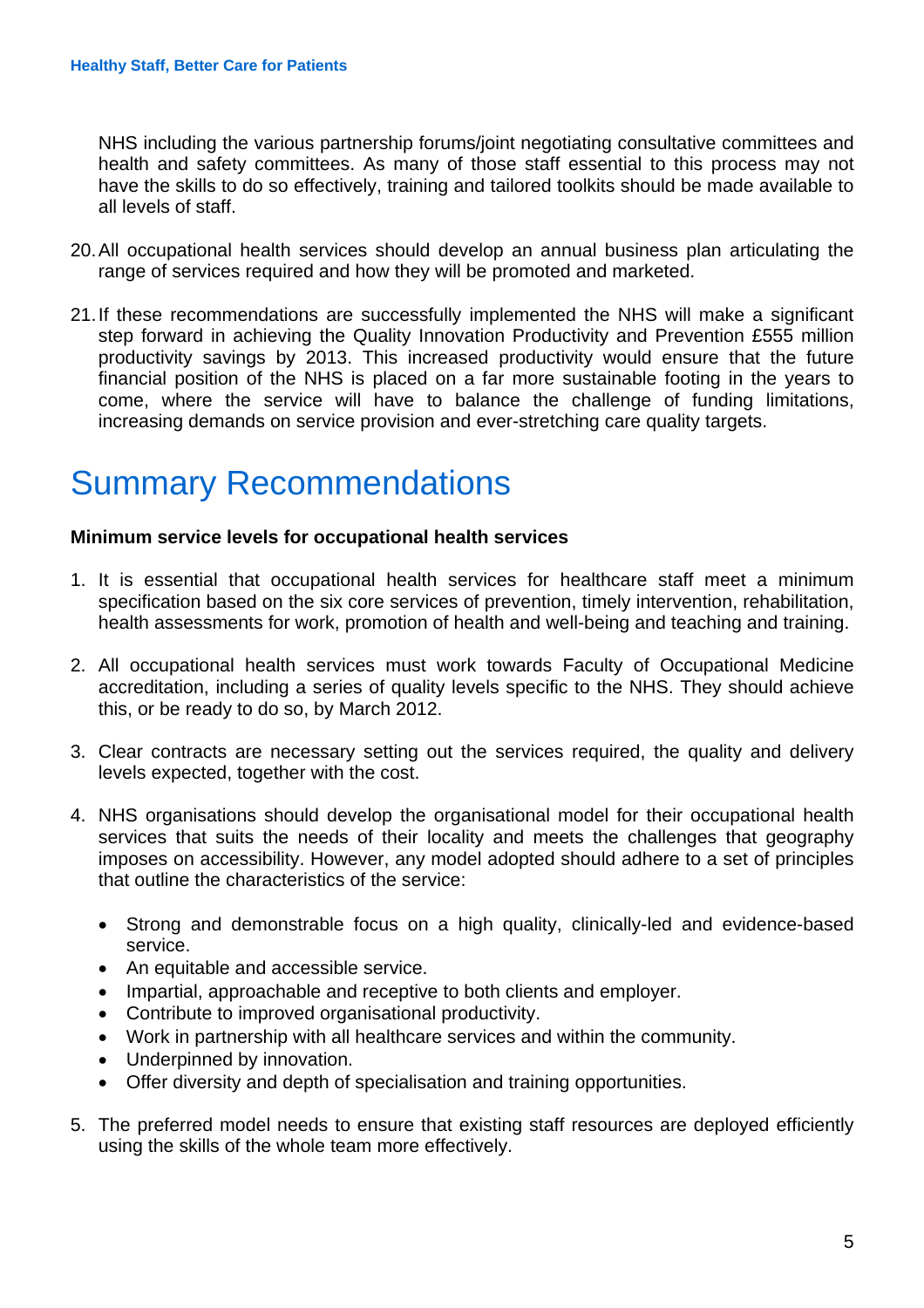NHS including the various partnership forums/joint negotiating consultative committees and health and safety committees. As many of those staff essential to this process may not have the skills to do so effectively, training and tailored toolkits should be made available to all levels of staff.

20. All occupational health services should develop an annual business plan articulating the range of services required and how they will be promoted and marketed.

21. If these recommendations are successfully implemented the NHS will make a significant step forward in achieving the Quality Innovation Productivity and Prevention £555 million productivity savings by 2013. This increased productivity would ensure that the future financial position of the NHS is placed on a far more sustainable footing in the years to come, where the service will have to balance the challenge of funding limitations, increasing demands on service provision and ever-stretching care quality targets.

# Summary Recommendations

**Minimum service levels for occupational health services**

1. It is essential that occupational health services for healthcare staff meet a minimum specification based on the six core services of prevention, timely intervention, rehabilitation, health assessments for work, promotion of health and well-being and teaching and training.

2. All occupational health services must work towards Faculty of Occupational Medicine accreditation, including a series of quality levels specific to the NHS. They should achieve this, or be ready to do so, by March 2012.

3. Clear contracts are necessary setting out the services required, the quality and delivery levels expected, together with the cost.

4. NHS organisations should develop the organisational model for their occupational health services that suits the needs of their locality and meets the challenges that geography imposes on accessibility. However, any model adopted should adhere to a set of principles that outline the characteristics of the service:

   - Strong and demonstrable focus on a high quality, clinically-led and evidence-based service.
   - An equitable and accessible service.
   - Impartial, approachable and receptive to both clients and employer.
   - Contribute to improved organisational productivity.
   - Work in partnership with all healthcare services and within the community.
   - Underpinned by innovation.
   - Offer diversity and depth of specialisation and training opportunities.

5. The preferred model needs to ensure that existing staff resources are deployed efficiently using the skills of the whole team more effectively.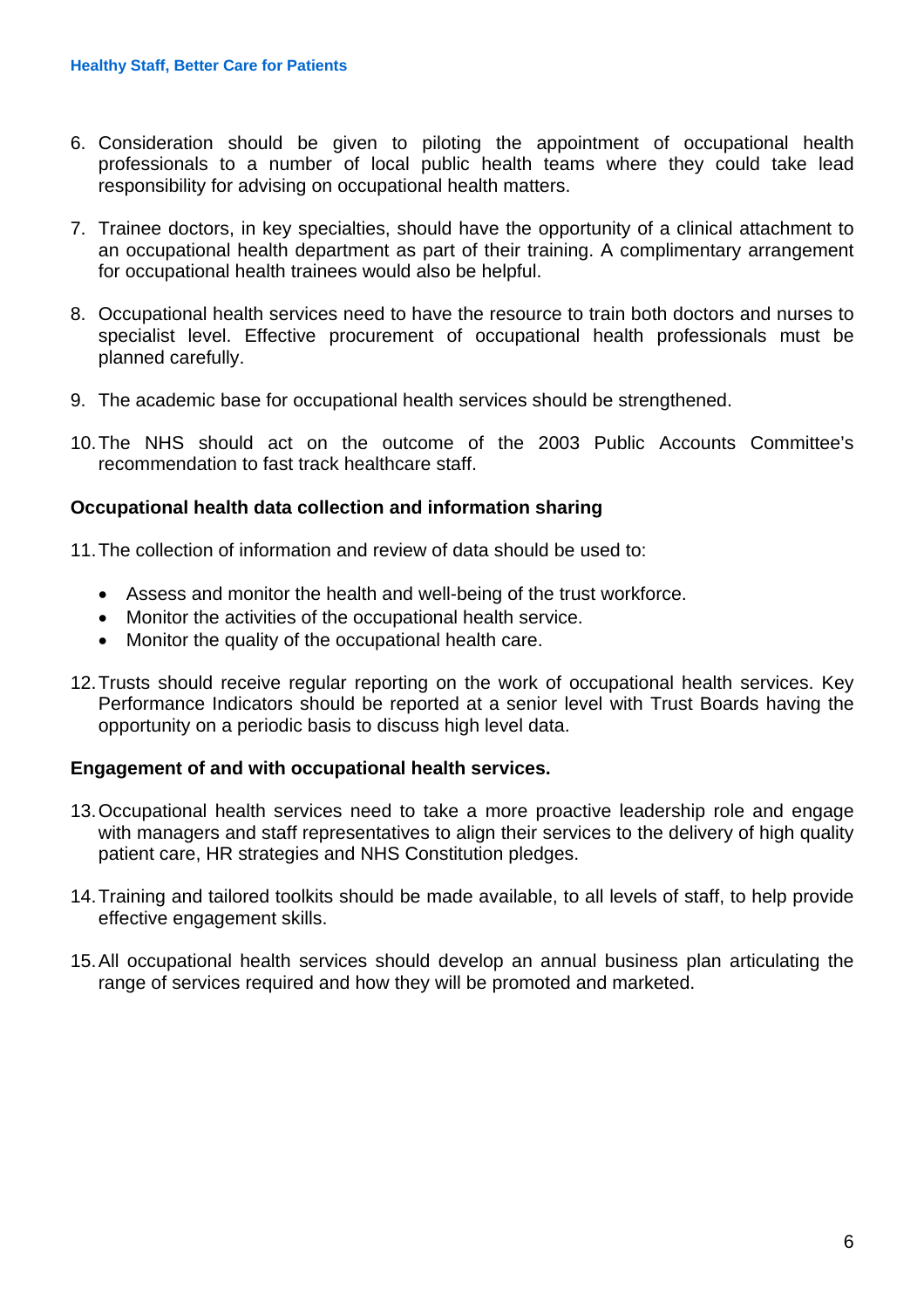6. Consideration should be given to piloting the appointment of occupational health professionals to a number of local public health teams where they could take lead responsibility for advising on occupational health matters.

7. Trainee doctors, in key specialties, should have the opportunity of a clinical attachment to an occupational health department as part of their training. A complimentary arrangement for occupational health trainees would also be helpful.

8. Occupational health services need to have the resource to train both doctors and nurses to specialist level. Effective procurement of occupational health professionals must be planned carefully.

9. The academic base for occupational health services should be strengthened.

10. The NHS should act on the outcome of the 2003 Public Accounts Committee's recommendation to fast track healthcare staff.

**Occupational health data collection and information sharing**

11. The collection of information and review of data should be used to:

    - Assess and monitor the health and well-being of the trust workforce.
    - Monitor the activities of the occupational health service.
    - Monitor the quality of the occupational health care.

12. Trusts should receive regular reporting on the work of occupational health services. Key Performance Indicators should be reported at a senior level with Trust Boards having the opportunity on a periodic basis to discuss high level data.

**Engagement of and with occupational health services.**

13. Occupational health services need to take a more proactive leadership role and engage with managers and staff representatives to align their services to the delivery of high quality patient care, HR strategies and NHS Constitution pledges.

14. Training and tailored toolkits should be made available, to all levels of staff, to help provide effective engagement skills.

15. All occupational health services should develop an annual business plan articulating the range of services required and how they will be promoted and marketed.